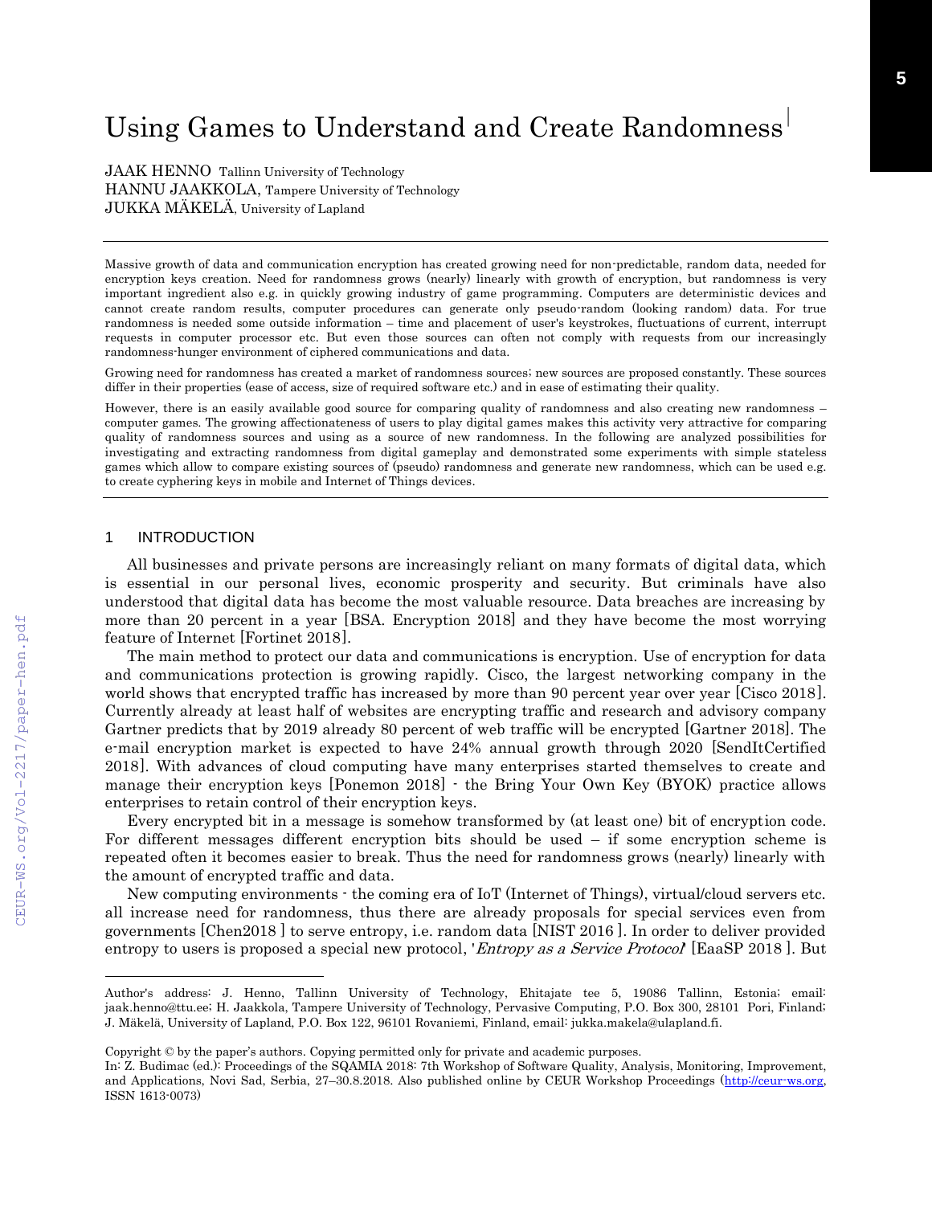# Using Games to Understand and Create Randomness

JAAK HENNO Tallinn University of Technology
HANNU JAAKKOLA, Tampere University of Technology
JUKKA MÄKELÄ, University of Lapland

---

Massive growth of data and communication encryption has created growing need for non-predictable, random data, needed for encryption keys creation. Need for randomness grows (nearly) linearly with growth of encryption, but randomness is very important ingredient also e.g. in quickly growing industry of game programming. Computers are deterministic devices and cannot create random results, computer procedures can generate only pseudo-random (looking random) data. For true randomness is needed some outside information – time and placement of user's keystrokes, fluctuations of current, interrupt requests in computer processor etc. But even those sources can often not comply with requests from our increasingly randomness-hunger environment of ciphered communications and data.

Growing need for randomness has created a market of randomness sources; new sources are proposed constantly. These sources differ in their properties (ease of access, size of required software etc.) and in ease of estimating their quality.

However, there is an easily available good source for comparing quality of randomness and also creating new randomness – computer games. The growing affectionateness of users to play digital games makes this activity very attractive for comparing quality of randomness sources and using as a source of new randomness. In the following are analyzed possibilities for investigating and extracting randomness from digital gameplay and demonstrated some experiments with simple stateless games which allow to compare existing sources of (pseudo) randomness and generate new randomness, which can be used e.g. to create cyphering keys in mobile and Internet of Things devices.

---

## 1 INTRODUCTION

All businesses and private persons are increasingly reliant on many formats of digital data, which is essential in our personal lives, economic prosperity and security. But criminals have also understood that digital data has become the most valuable resource. Data breaches are increasing by more than 20 percent in a year [BSA. Encryption 2018] and they have become the most worrying feature of Internet [Fortinet 2018].

The main method to protect our data and communications is encryption. Use of encryption for data and communications protection is growing rapidly. Cisco, the largest networking company in the world shows that encrypted traffic has increased by more than 90 percent year over year [Cisco 2018]. Currently already at least half of websites are encrypting traffic and research and advisory company Gartner predicts that by 2019 already 80 percent of web traffic will be encrypted [Gartner 2018]. The e-mail encryption market is expected to have 24% annual growth through 2020 [SendItCertified 2018]. With advances of cloud computing have many enterprises started themselves to create and manage their encryption keys [Ponemon 2018] - the Bring Your Own Key (BYOK) practice allows enterprises to retain control of their encryption keys.

Every encrypted bit in a message is somehow transformed by (at least one) bit of encryption code. For different messages different encryption bits should be used – if some encryption scheme is repeated often it becomes easier to break. Thus the need for randomness grows (nearly) linearly with the amount of encrypted traffic and data.

New computing environments - the coming era of IoT (Internet of Things), virtual/cloud servers etc. all increase need for randomness, thus there are already proposals for special services even from governments [Chen2018 ] to serve entropy, i.e. random data [NIST 2016 ]. In order to deliver provided entropy to users is proposed a special new protocol, '*Entropy as a Service Protocol*' [EaaSP 2018 ]. But

---

Author's address: J. Henno, Tallinn University of Technology, Ehitajate tee 5, 19086 Tallinn, Estonia; email: jaak.henno@ttu.ee; H. Jaakkola, Tampere University of Technology, Pervasive Computing, P.O. Box 300, 28101 Pori, Finland; J. Mäkelä, University of Lapland, P.O. Box 122, 96101 Rovaniemi, Finland, email: jukka.makela@ulapland.fi.

Copyright © by the paper's authors. Copying permitted only for private and academic purposes.
In: Z. Budimac (ed.): Proceedings of the SQAMIA 2018: 7th Workshop of Software Quality, Analysis, Monitoring, Improvement, and Applications, Novi Sad, Serbia, 27–30.8.2018. Also published online by CEUR Workshop Proceedings (http://ceur-ws.org, ISSN 1613-0073)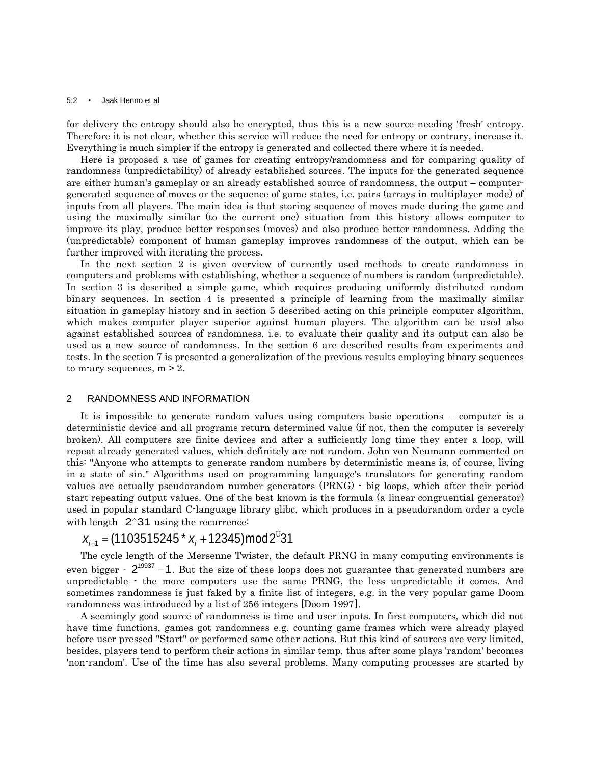for delivery the entropy should also be encrypted, thus this is a new source needing 'fresh' entropy. Therefore it is not clear, whether this service will reduce the need for entropy or contrary, increase it. Everything is much simpler if the entropy is generated and collected there where it is needed.

Here is proposed a use of games for creating entropy/randomness and for comparing quality of randomness (unpredictability) of already established sources. The inputs for the generated sequence are either human's gameplay or an already established source of randomness, the output – computer-generated sequence of moves or the sequence of game states, i.e. pairs (arrays in multiplayer mode) of inputs from all players. The main idea is that storing sequence of moves made during the game and using the maximally similar (to the current one) situation from this history allows computer to improve its play, produce better responses (moves) and also produce better randomness. Adding the (unpredictable) component of human gameplay improves randomness of the output, which can be further improved with iterating the process.

In the next section 2 is given overview of currently used methods to create randomness in computers and problems with establishing, whether a sequence of numbers is random (unpredictable). In section 3 is described a simple game, which requires producing uniformly distributed random binary sequences. In section 4 is presented a principle of learning from the maximally similar situation in gameplay history and in section 5 described acting on this principle computer algorithm, which makes computer player superior against human players. The algorithm can be used also against established sources of randomness, i.e. to evaluate their quality and its output can also be used as a new source of randomness. In the section 6 are described results from experiments and tests. In the section 7 is presented a generalization of the previous results employing binary sequences to m-ary sequences, m > 2.

## 2 RANDOMNESS AND INFORMATION

It is impossible to generate random values using computers basic operations – computer is a deterministic device and all programs return determined value (if not, then the computer is severely broken). All computers are finite devices and after a sufficiently long time they enter a loop, will repeat already generated values, which definitely are not random. John von Neumann commented on this: "Anyone who attempts to generate random numbers by deterministic means is, of course, living in a state of sin." Algorithms used on programming language's translators for generating random values are actually pseudorandom number generators (PRNG) - big loops, which after their period start repeating output values. One of the best known is the formula (a linear congruential generator) used in popular standard C-language library glibc, which produces in a pseudorandom order a cycle with length $2^{31}$ using the recurrence:

$$x_{i+1} = (1103515245 * x_i + 12345) \bmod 2^{31}$$

The cycle length of the Mersenne Twister, the default PRNG in many computing environments is even bigger - $2^{19937} - 1$. But the size of these loops does not guarantee that generated numbers are unpredictable - the more computers use the same PRNG, the less unpredictable it comes. And sometimes randomness is just faked by a finite list of integers, e.g. in the very popular game Doom randomness was introduced by a list of 256 integers [Doom 1997].

A seemingly good source of randomness is time and user inputs. In first computers, which did not have time functions, games got randomness e.g. counting game frames which were already played before user pressed "Start" or performed some other actions. But this kind of sources are very limited, besides, players tend to perform their actions in similar temp, thus after some plays 'random' becomes 'non-random'. Use of the time has also several problems. Many computing processes are started by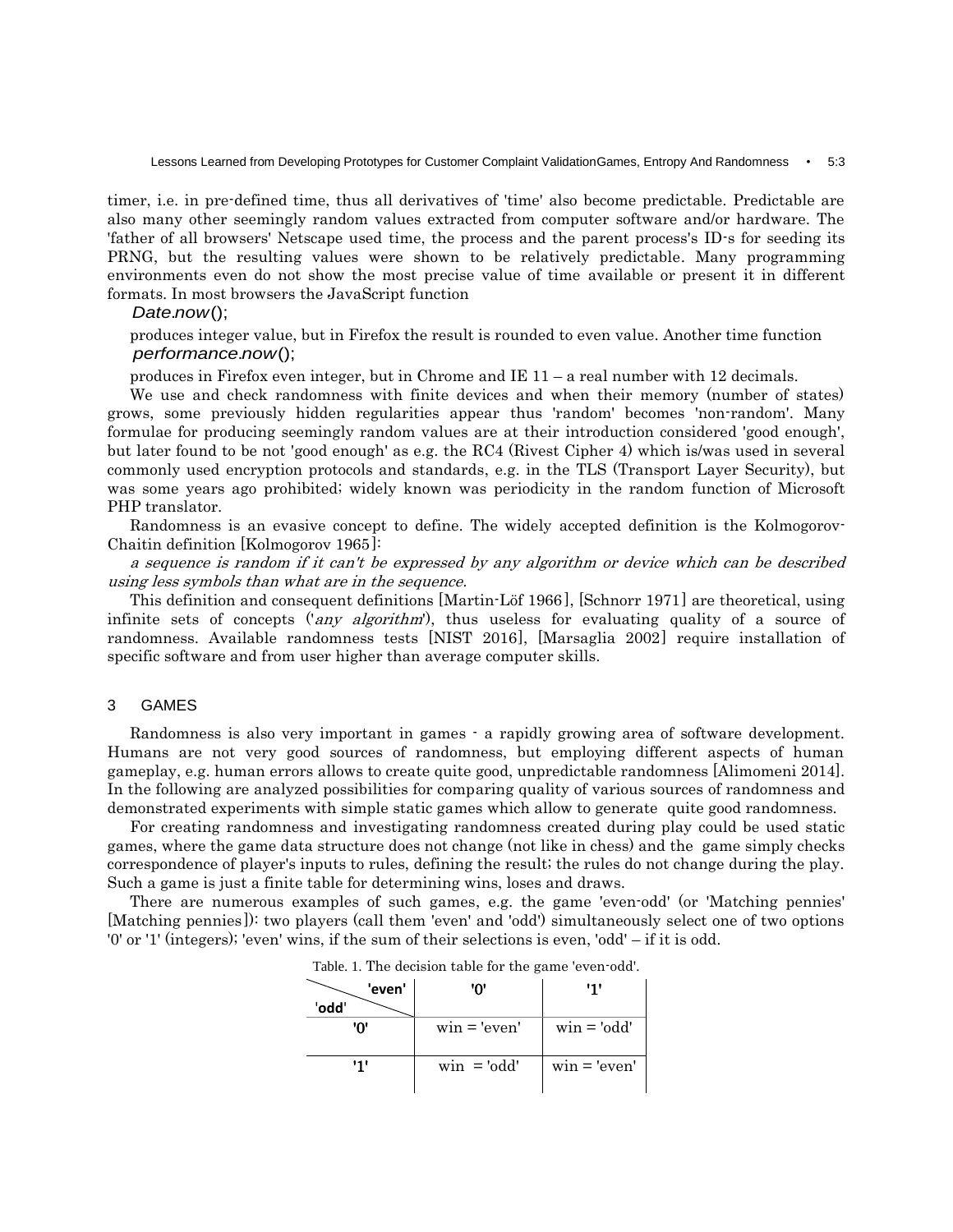timer, i.e. in pre-defined time, thus all derivatives of 'time' also become predictable. Predictable are also many other seemingly random values extracted from computer software and/or hardware. The 'father of all browsers' Netscape used time, the process and the parent process's ID-s for seeding its PRNG, but the resulting values were shown to be relatively predictable. Many programming environments even do not show the most precise value of time available or present it in different formats. In most browsers the JavaScript function

```
Date.now();
```

produces integer value, but in Firefox the result is rounded to even value. Another time function

```
performance.now();
```

produces in Firefox even integer, but in Chrome and IE 11 – a real number with 12 decimals.

We use and check randomness with finite devices and when their memory (number of states) grows, some previously hidden regularities appear thus 'random' becomes 'non-random'. Many formulae for producing seemingly random values are at their introduction considered 'good enough', but later found to be not 'good enough' as e.g. the RC4 (Rivest Cipher 4) which is/was used in several commonly used encryption protocols and standards, e.g. in the TLS (Transport Layer Security), but was some years ago prohibited; widely known was periodicity in the random function of Microsoft PHP translator.

Randomness is an evasive concept to define. The widely accepted definition is the Kolmogorov-Chaitin definition [Kolmogorov 1965]:

*a sequence is random if it can't be expressed by any algorithm or device which can be described using less symbols than what are in the sequence.*

This definition and consequent definitions [Martin-Löf 1966], [Schnorr 1971] are theoretical, using infinite sets of concepts ('*any algorithm*'), thus useless for evaluating quality of a source of randomness. Available randomness tests [NIST 2016], [Marsaglia 2002] require installation of specific software and from user higher than average computer skills.

## 3 GAMES

Randomness is also very important in games - a rapidly growing area of software development. Humans are not very good sources of randomness, but employing different aspects of human gameplay, e.g. human errors allows to create quite good, unpredictable randomness [Alimomeni 2014]. In the following are analyzed possibilities for comparing quality of various sources of randomness and demonstrated experiments with simple static games which allow to generate quite good randomness.

For creating randomness and investigating randomness created during play could be used static games, where the game data structure does not change (not like in chess) and the game simply checks correspondence of player's inputs to rules, defining the result; the rules do not change during the play. Such a game is just a finite table for determining wins, loses and draws.

There are numerous examples of such games, e.g. the game 'even-odd' (or 'Matching pennies' [Matching pennies]): two players (call them 'even' and 'odd') simultaneously select one of two options '0' or '1' (integers); 'even' wins, if the sum of their selections is even, 'odd' – if it is odd.

Table. 1. The decision table for the game 'even-odd'.

| 'even' / 'odd' | '0' | '1' |
|---|---|---|
| '0' | win = 'even' | win = 'odd' |
| '1' | win = 'odd' | win = 'even' |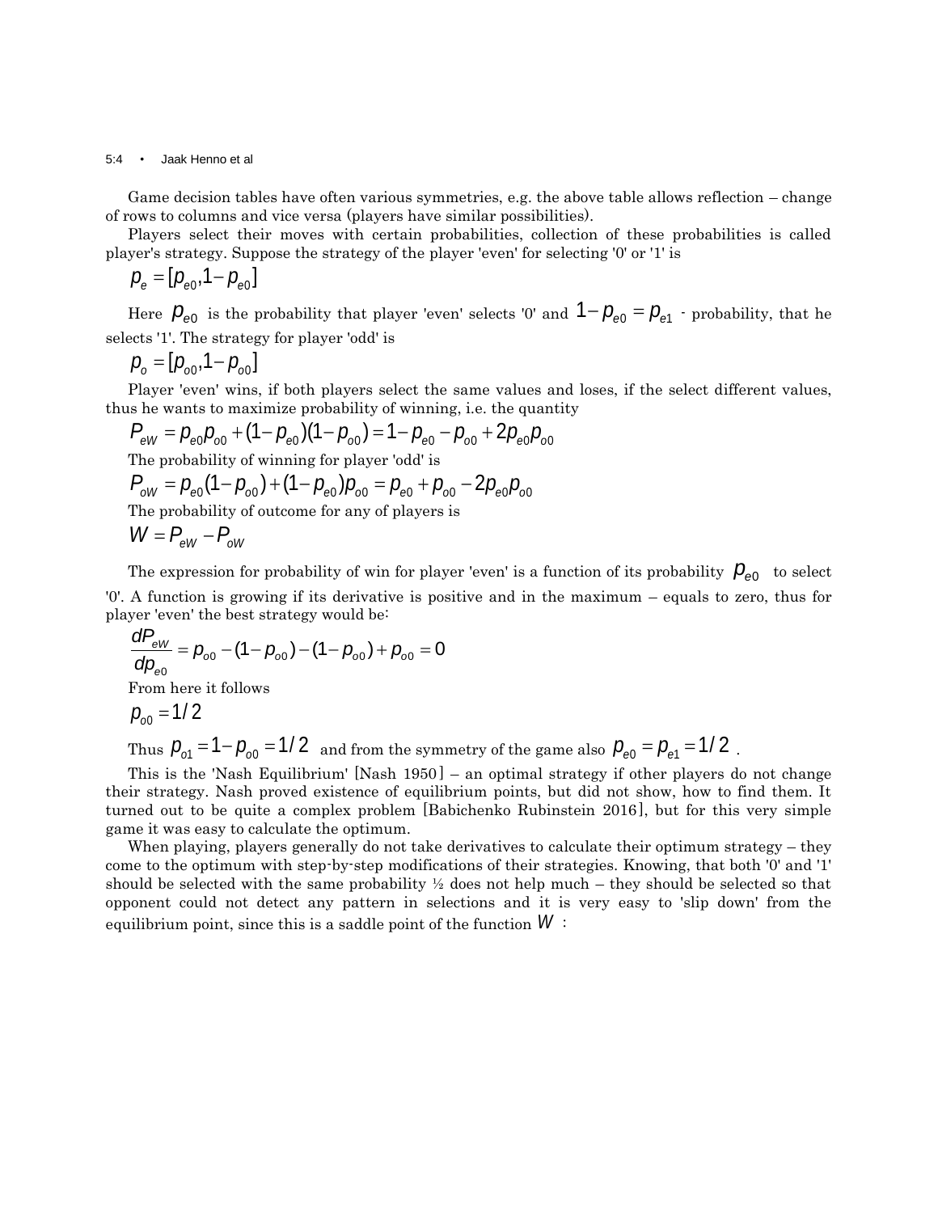Game decision tables have often various symmetries, e.g. the above table allows reflection – change of rows to columns and vice versa (players have similar possibilities).

Players select their moves with certain probabilities, collection of these probabilities is called player's strategy. Suppose the strategy of the player 'even' for selecting '0' or '1' is

$$p_e = [p_{e0}, 1 - p_{e0}]$$

Here $p_{e0}$ is the probability that player 'even' selects '0' and $1 - p_{e0} = p_{e1}$ - probability, that he selects '1'. The strategy for player 'odd' is

$$p_o = [p_{o0}, 1 - p_{o0}]$$

Player 'even' wins, if both players select the same values and loses, if the select different values, thus he wants to maximize probability of winning, i.e. the quantity

$$P_{eW} = p_{e0}p_{o0} + (1 - p_{e0})(1 - p_{o0}) = 1 - p_{e0} - p_{o0} + 2p_{e0}p_{o0}$$

The probability of winning for player 'odd' is

$$P_{oW} = p_{e0}(1 - p_{o0}) + (1 - p_{e0})p_{o0} = p_{e0} + p_{o0} - 2p_{e0}p_{o0}$$

The probability of outcome for any of players is

$$W = P_{eW} - P_{oW}$$

The expression for probability of win for player 'even' is a function of its probability $p_{e0}$ to select '0'. A function is growing if its derivative is positive and in the maximum – equals to zero, thus for player 'even' the best strategy would be:

$$\frac{dP_{eW}}{dp_{e0}} = p_{o0} - (1 - p_{o0}) - (1 - p_{o0}) + p_{o0} = 0$$

From here it follows

$$p_{o0} = 1/2$$

Thus $p_{o1} = 1 - p_{o0} = 1/2$ and from the symmetry of the game also $p_{e0} = p_{e1} = 1/2$ .

This is the 'Nash Equilibrium' [Nash 1950] – an optimal strategy if other players do not change their strategy. Nash proved existence of equilibrium points, but did not show, how to find them. It turned out to be quite a complex problem [Babichenko Rubinstein 2016], but for this very simple game it was easy to calculate the optimum.

When playing, players generally do not take derivatives to calculate their optimum strategy – they come to the optimum with step-by-step modifications of their strategies. Knowing, that both '0' and '1' should be selected with the same probability ½ does not help much – they should be selected so that opponent could not detect any pattern in selections and it is very easy to 'slip down' from the equilibrium point, since this is a saddle point of the function $W$ :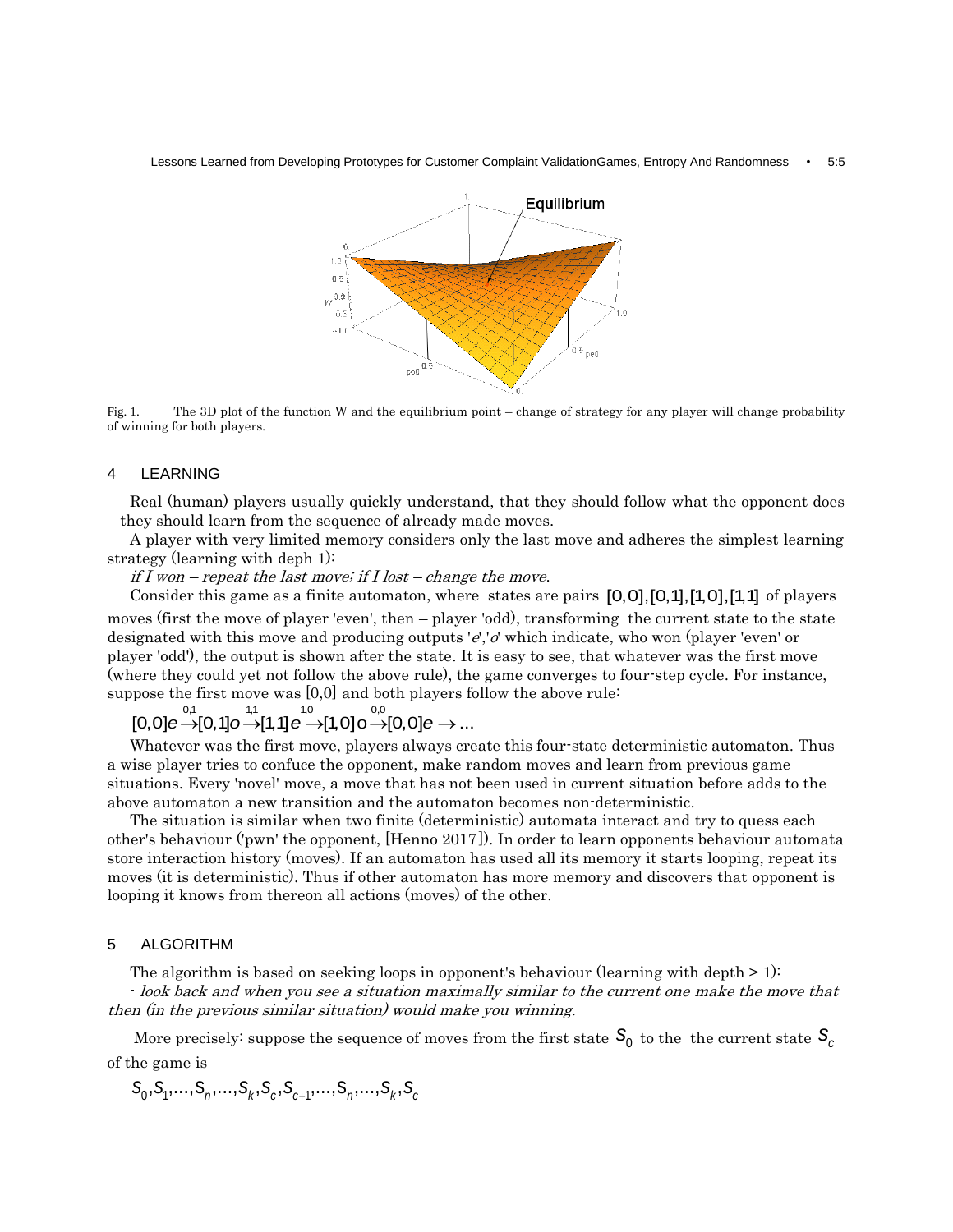Fig. 1. The 3D plot of the function W and the equilibrium point – change of strategy for any player will change probability of winning for both players.

## 4 LEARNING

Real (human) players usually quickly understand, that they should follow what the opponent does – they should learn from the sequence of already made moves.

A player with very limited memory considers only the last move and adheres the simplest learning strategy (learning with deph 1):

*if I won – repeat the last move; if I lost – change the move.*

Consider this game as a finite automaton, where states are pairs $[0,0],[0,1],[1,0],[1,1]$ of players moves (first the move of player 'even', then – player 'odd), transforming the current state to the state designated with this move and producing outputs '*e*','*o*' which indicate, who won (player 'even' or player 'odd'), the output is shown after the state. It is easy to see, that whatever was the first move (where they could yet not follow the above rule), the game converges to four-step cycle. For instance, suppose the first move was [0,0] and both players follow the above rule:

$$[0,0]e \xrightarrow{0,1} [0,1]o \xrightarrow{1,1} [1,1]e \xrightarrow{1,0} [1,0]o \xrightarrow{0,0} [0,0]e \rightarrow \ldots$$

Whatever was the first move, players always create this four-state deterministic automaton. Thus a wise player tries to confuce the opponent, make random moves and learn from previous game situations. Every 'novel' move, a move that has not been used in current situation before adds to the above automaton a new transition and the automaton becomes non-deterministic.

The situation is similar when two finite (deterministic) automata interact and try to quess each other's behaviour ('pwn' the opponent, [Henno 2017]). In order to learn opponents behaviour automata store interaction history (moves). If an automaton has used all its memory it starts looping, repeat its moves (it is deterministic). Thus if other automaton has more memory and discovers that opponent is looping it knows from thereon all actions (moves) of the other.

## 5 ALGORITHM

The algorithm is based on seeking loops in opponent's behaviour (learning with depth > 1):

- *look back and when you see a situation maximally similar to the current one make the move that then (in the previous similar situation) would make you winning.*

More precisely: suppose the sequence of moves from the first state $S_0$ to the the current state $S_c$ of the game is

$$S_0, S_1, \ldots, S_n, \ldots, S_k, S_c, S_{c+1}, \ldots, S_n, \ldots, S_k, S_c$$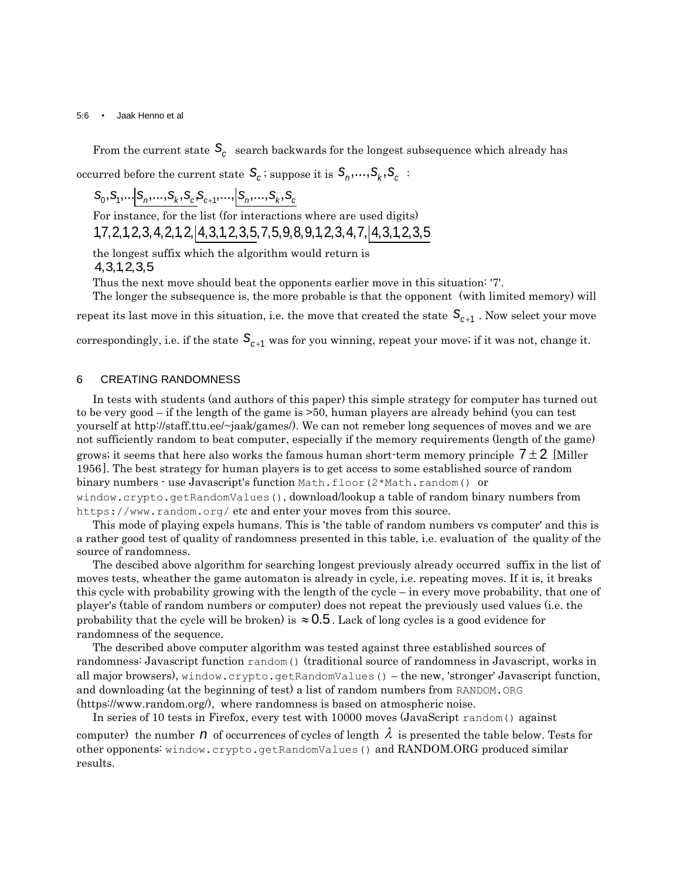From the current state $S_c$ search backwards for the longest subsequence which already has occurred before the current state $S_c$; suppose it is $S_n,\ldots,S_k,S_c$ :

$S_0,S_1,\ldots\underline{|S_n,\ldots,S_k,S_c}S_{c+1},\ldots,\underline{|S_n,\ldots,S_k,S_c}$

For instance, for the list (for interactions where are used digits)

$1,7,2,1,2,3,4,2,1,2,\underline{|4,3,1,2,3,5},7,5,9,8,9,1,2,3,4,7,\underline{|4,3,1,2,3,5}$

the longest suffix which the algorithm would return is

$4,3,1,2,3,5$

Thus the next move should beat the opponents earlier move in this situation: '7'.

The longer the subsequence is, the more probable is that the opponent (with limited memory) will repeat its last move in this situation, i.e. the move that created the state $S_{c+1}$. Now select your move correspondingly, i.e. if the state $S_{c+1}$ was for you winning, repeat your move; if it was not, change it.

## 6 CREATING RANDOMNESS

In tests with students (and authors of this paper) this simple strategy for computer has turned out to be very good – if the length of the game is >50, human players are already behind (you can test yourself at http://staff.ttu.ee/~jaak/games/). We can not remeber long sequences of moves and we are not sufficiently random to beat computer, especially if the memory requirements (length of the game) grows; it seems that here also works the famous human short-term memory principle $7 \pm 2$ [Miller 1956]. The best strategy for human players is to get access to some established source of random binary numbers - use Javascript's function `Math.floor(2*Math.random()` or `window.crypto.getRandomValues()`, download/lookup a table of random binary numbers from `https://www.random.org/` etc and enter your moves from this source.

This mode of playing expels humans. This is 'the table of random numbers vs computer' and this is a rather good test of quality of randomness presented in this table, i.e. evaluation of the quality of the source of randomness.

The descibed above algorithm for searching longest previously already occurred suffix in the list of moves tests, wheather the game automaton is already in cycle, i.e. repeating moves. If it is, it breaks this cycle with probability growing with the length of the cycle – in every move probability, that one of player's (table of random numbers or computer) does not repeat the previously used values (i.e. the probability that the cycle will be broken) is $\approx 0.5$. Lack of long cycles is a good evidence for randomness of the sequence.

The described above computer algorithm was tested against three established sources of randomness: Javascript function `random()` (traditional source of randomness in Javascript, works in all major browsers), `window.crypto.getRandomValues()` – the new, 'stronger' Javascript function, and downloading (at the beginning of test) a list of random numbers from `RANDOM.ORG` (https://www.random.org/), where randomness is based on atmospheric noise.

In series of 10 tests in Firefox, every test with 10000 moves (JavaScript `random()` against computer) the number $n$ of occurrences of cycles of length $\lambda$ is presented the table below. Tests for other opponents: `window.crypto.getRandomValues()` and RANDOM.ORG produced similar results.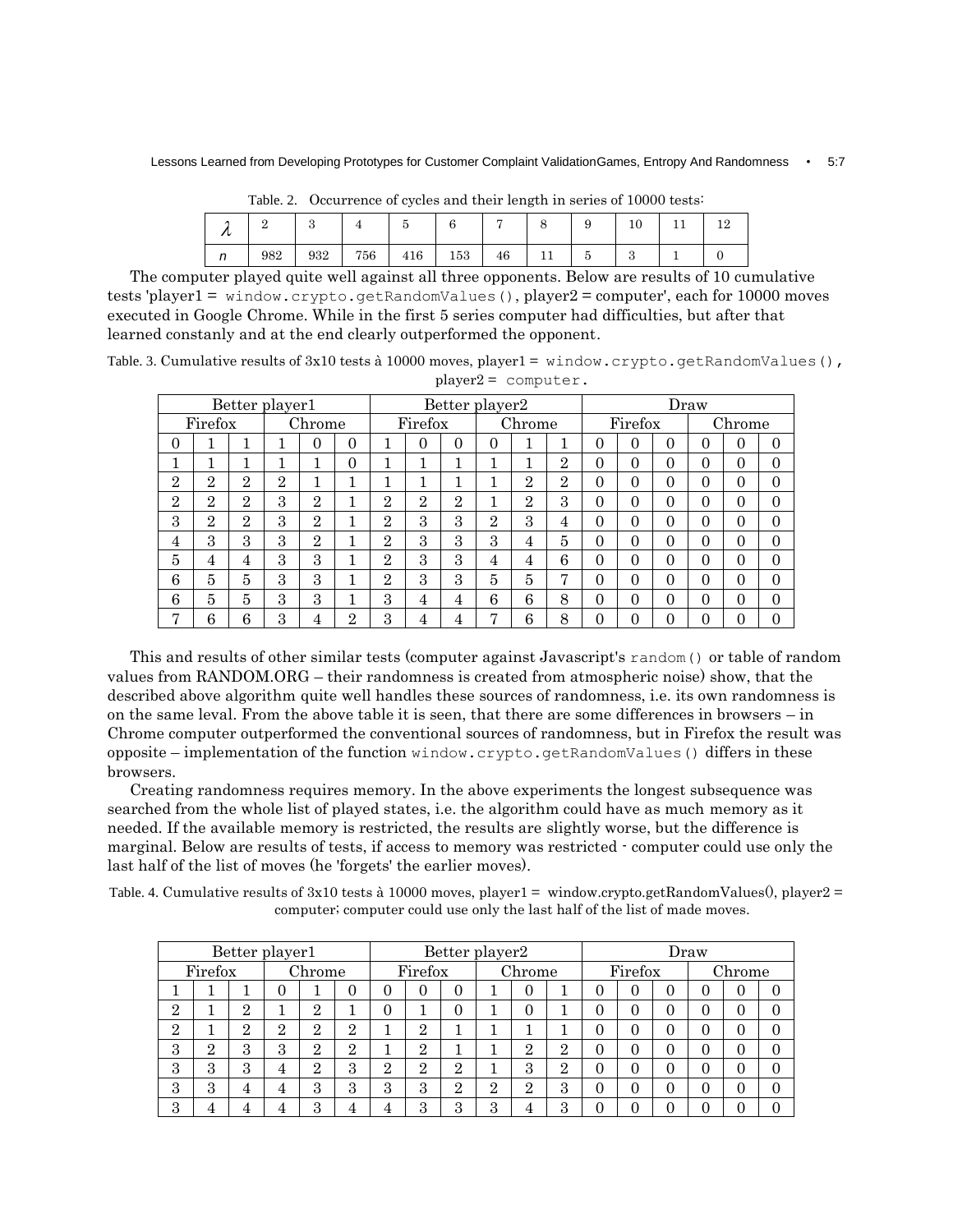Table. 2. Occurrence of cycles and their length in series of 10000 tests:

| $\lambda$ | 2 | 3 | 4 | 5 | 6 | 7 | 8 | 9 | 10 | 11 | 12 |
|---|---|---|---|---|---|---|---|---|---|---|---|
| $n$ | 982 | 932 | 756 | 416 | 153 | 46 | 11 | 5 | 3 | 1 | 0 |

The computer played quite well against all three opponents. Below are results of 10 cumulative tests 'player1 = `window.crypto.getRandomValues()`, player2 = computer', each for 10000 moves executed in Google Chrome. While in the first 5 series computer had difficulties, but after that learned constanly and at the end clearly outperformed the opponent.

Table. 3. Cumulative results of 3x10 tests à 10000 moves, player1 = `window.crypto.getRandomValues()`, player2 = `computer`.

| Better player1 | | | | | | Better player2 | | | | | | Draw | | | | | |
|---|---|---|---|---|---|---|---|---|---|---|---|---|---|---|---|---|---|
| Firefox | | | Chrome | | | Firefox | | | Chrome | | | Firefox | | | Chrome | | |
| 0 | 1 | 1 | 1 | 0 | 0 | 1 | 0 | 0 | 0 | 1 | 1 | 0 | 0 | 0 | 0 | 0 | 0 |
| 1 | 1 | 1 | 1 | 1 | 0 | 1 | 1 | 1 | 1 | 1 | 2 | 0 | 0 | 0 | 0 | 0 | 0 |
| 2 | 2 | 2 | 2 | 1 | 1 | 1 | 1 | 1 | 1 | 2 | 2 | 0 | 0 | 0 | 0 | 0 | 0 |
| 2 | 2 | 2 | 3 | 2 | 1 | 2 | 2 | 2 | 1 | 2 | 3 | 0 | 0 | 0 | 0 | 0 | 0 |
| 3 | 2 | 2 | 3 | 2 | 1 | 2 | 3 | 3 | 2 | 3 | 4 | 0 | 0 | 0 | 0 | 0 | 0 |
| 4 | 3 | 3 | 3 | 2 | 1 | 2 | 3 | 3 | 3 | 4 | 5 | 0 | 0 | 0 | 0 | 0 | 0 |
| 5 | 4 | 4 | 3 | 3 | 1 | 2 | 3 | 3 | 4 | 4 | 6 | 0 | 0 | 0 | 0 | 0 | 0 |
| 6 | 5 | 5 | 3 | 3 | 1 | 2 | 3 | 3 | 5 | 5 | 7 | 0 | 0 | 0 | 0 | 0 | 0 |
| 6 | 5 | 5 | 3 | 3 | 1 | 3 | 4 | 4 | 6 | 6 | 8 | 0 | 0 | 0 | 0 | 0 | 0 |
| 7 | 6 | 6 | 3 | 4 | 2 | 3 | 4 | 4 | 7 | 6 | 8 | 0 | 0 | 0 | 0 | 0 | 0 |

This and results of other similar tests (computer against Javascript's `random()` or table of random values from RANDOM.ORG – their randomness is created from atmospheric noise) show, that the described above algorithm quite well handles these sources of randomness, i.e. its own randomness is on the same leval. From the above table it is seen, that there are some differences in browsers – in Chrome computer outperformed the conventional sources of randomness, but in Firefox the result was opposite – implementation of the function `window.crypto.getRandomValues()` differs in these browsers.

Creating randomness requires memory. In the above experiments the longest subsequence was searched from the whole list of played states, i.e. the algorithm could have as much memory as it needed. If the available memory is restricted, the results are slightly worse, but the difference is marginal. Below are results of tests, if access to memory was restricted - computer could use only the last half of the list of moves (he 'forgets' the earlier moves).

Table. 4. Cumulative results of 3x10 tests à 10000 moves, player1 = window.crypto.getRandomValues(), player2 = computer; computer could use only the last half of the list of made moves.

| Better player1 | | | | | | Better player2 | | | | | | Draw | | | | | |
|---|---|---|---|---|---|---|---|---|---|---|---|---|---|---|---|---|---|
| Firefox | | | Chrome | | | Firefox | | | Chrome | | | Firefox | | | Chrome | | |
| 1 | 1 | 1 | 0 | 1 | 0 | 0 | 0 | 0 | 1 | 0 | 1 | 0 | 0 | 0 | 0 | 0 | 0 |
| 2 | 1 | 2 | 1 | 2 | 1 | 0 | 1 | 0 | 1 | 0 | 1 | 0 | 0 | 0 | 0 | 0 | 0 |
| 2 | 1 | 2 | 2 | 2 | 2 | 1 | 2 | 1 | 1 | 1 | 1 | 0 | 0 | 0 | 0 | 0 | 0 |
| 3 | 2 | 3 | 3 | 2 | 2 | 1 | 2 | 1 | 1 | 2 | 2 | 0 | 0 | 0 | 0 | 0 | 0 |
| 3 | 3 | 3 | 4 | 2 | 3 | 2 | 2 | 2 | 1 | 3 | 2 | 0 | 0 | 0 | 0 | 0 | 0 |
| 3 | 3 | 4 | 4 | 3 | 3 | 3 | 3 | 2 | 2 | 2 | 3 | 0 | 0 | 0 | 0 | 0 | 0 |
| 3 | 4 | 4 | 4 | 3 | 4 | 4 | 3 | 3 | 3 | 4 | 3 | 0 | 0 | 0 | 0 | 0 | 0 |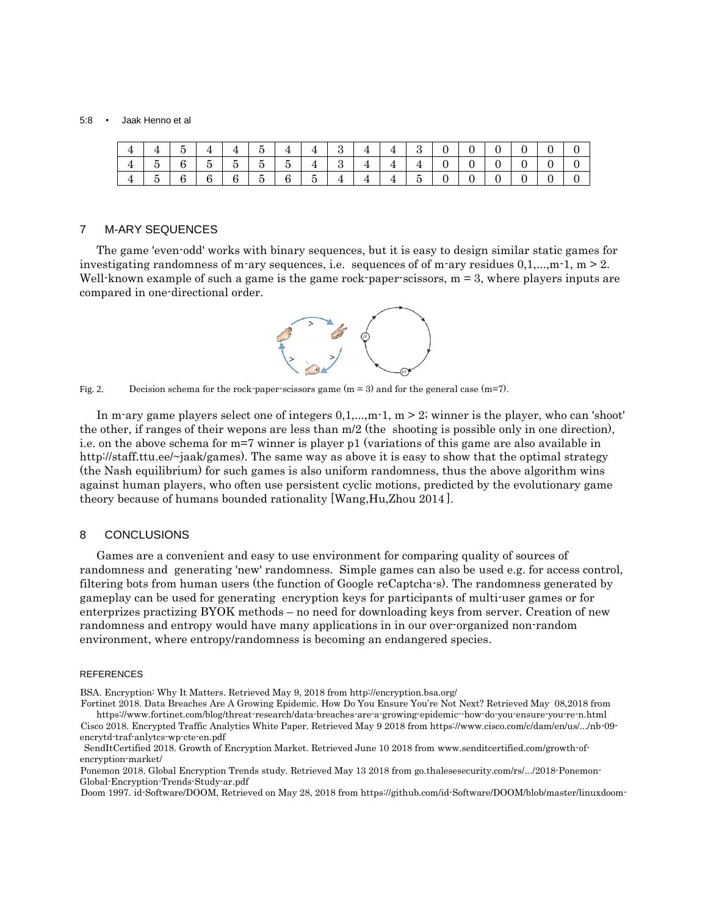| 4 | 4 | 5 | 4 | 4 | 5 | 4 | 4 | 3 | 4 | 4 | 3 | 0 | 0 | 0 | 0 | 0 | 0 |
|---|---|---|---|---|---|---|---|---|---|---|---|---|---|---|---|---|---|
| 4 | 5 | 6 | 5 | 5 | 5 | 5 | 4 | 3 | 4 | 4 | 4 | 0 | 0 | 0 | 0 | 0 | 0 |
| 4 | 5 | 6 | 6 | 6 | 5 | 6 | 5 | 4 | 4 | 4 | 5 | 0 | 0 | 0 | 0 | 0 | 0 |

## 7 M-ARY SEQUENCES

The game 'even-odd' works with binary sequences, but it is easy to design similar static games for investigating randomness of m-ary sequences, i.e. sequences of of m-ary residues 0,1,...,m-1, m > 2. Well-known example of such a game is the game rock-paper-scissors, m = 3, where players inputs are compared in one-directional order.

Fig. 2. Decision schema for the rock-paper-scissors game (m = 3) and for the general case (m=7).

In m-ary game players select one of integers 0,1,...,m-1, m > 2; winner is the player, who can 'shoot' the other, if ranges of their wepons are less than m/2 (the shooting is possible only in one direction), i.e. on the above schema for m=7 winner is player p1 (variations of this game are also available in http://staff.ttu.ee/~jaak/games). The same way as above it is easy to show that the optimal strategy (the Nash equilibrium) for such games is also uniform randomness, thus the above algorithm wins against human players, who often use persistent cyclic motions, predicted by the evolutionary game theory because of humans bounded rationality [Wang,Hu,Zhou 2014].

## 8 CONCLUSIONS

Games are a convenient and easy to use environment for comparing quality of sources of randomness and generating 'new' randomness. Simple games can also be used e.g. for access control, filtering bots from human users (the function of Google reCaptcha-s). The randomness generated by gameplay can be used for generating encryption keys for participants of multi-user games or for enterprizes practizing BYOK methods – no need for downloading keys from server. Creation of new randomness and entropy would have many applications in in our over-organized non-random environment, where entropy/randomness is becoming an endangered species.

### REFERENCES

BSA. Encryption: Why It Matters. Retrieved May 9, 2018 from http://encryption.bsa.org/

Fortinet 2018. Data Breaches Are A Growing Epidemic. How Do You Ensure You're Not Next? Retrieved May 08,2018 from https://www.fortinet.com/blog/threat-research/data-breaches-are-a-growing-epidemic--how-do-you-ensure-you-re-n.html

Cisco 2018. Encrypted Traffic Analytics White Paper. Retrieved May 9 2018 from https://www.cisco.com/c/dam/en/us/.../nb-09-encrytd-traf-anlytcs-wp-cte-en.pdf

SendItCertified 2018. Growth of Encryption Market. Retrieved June 10 2018 from www.senditcertified.com/growth-of-encryption-market/

Ponemon 2018. Global Encryption Trends study. Retrieved May 13 2018 from go.thalesesecurity.com/rs/.../2018-Ponemon-Global-Encryption-Trends-Study-ar.pdf

Doom 1997. id-Software/DOOM, Retrieved on May 28, 2018 from https://github.com/id-Software/DOOM/blob/master/linuxdoom-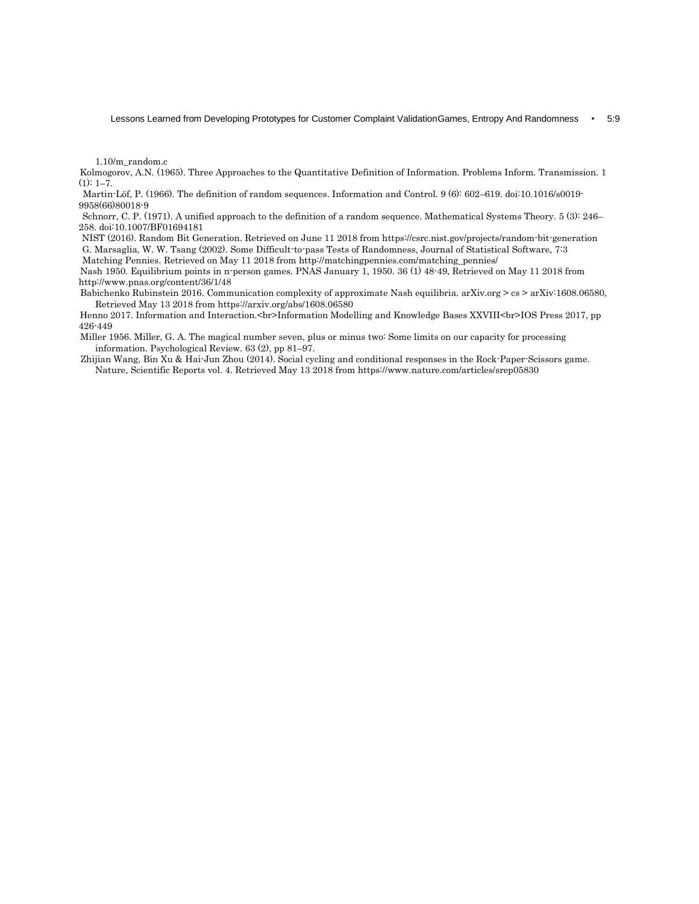1.10/m_random.c

Kolmogorov, A.N. (1965). Three Approaches to the Quantitative Definition of Information. Problems Inform. Transmission. 1 (1): 1–7.

Martin-Löf, P. (1966). The definition of random sequences. Information and Control. 9 (6): 602–619. doi:10.1016/s0019-9958(66)80018-9

Schnorr, C. P. (1971). A unified approach to the definition of a random sequence. Mathematical Systems Theory. 5 (3): 246–258. doi:10.1007/BF01694181

NIST (2016). Random Bit Generation. Retrieved on June 11 2018 from https://csrc.nist.gov/projects/random-bit-generation

G. Marsaglia, W. W. Tsang (2002). Some Difficult-to-pass Tests of Randomness, Journal of Statistical Software, 7:3

Matching Pennies. Retrieved on May 11 2018 from http://matchingpennies.com/matching_pennies/

Nash 1950. Equilibrium points in n-person games. PNAS January 1, 1950. 36 (1) 48-49, Retrieved on May 11 2018 from http://www.pnas.org/content/36/1/48

Babichenko Rubinstein 2016. Communication complexity of approximate Nash equilibria. arXiv.org > cs > arXiv:1608.06580, Retrieved May 13 2018 from https://arxiv.org/abs/1608.06580

Henno 2017. Information and Interaction.<br>Information Modelling and Knowledge Bases XXVIII<br>IOS Press 2017, pp 426-449

Miller 1956. Miller, G. A. The magical number seven, plus or minus two: Some limits on our capacity for processing information. Psychological Review. 63 (2), pp 81–97.

Zhijian Wang, Bin Xu & Hai-Jun Zhou (2014). Social cycling and conditional responses in the Rock-Paper-Scissors game. Nature, Scientific Reports vol. 4. Retrieved May 13 2018 from https://www.nature.com/articles/srep05830